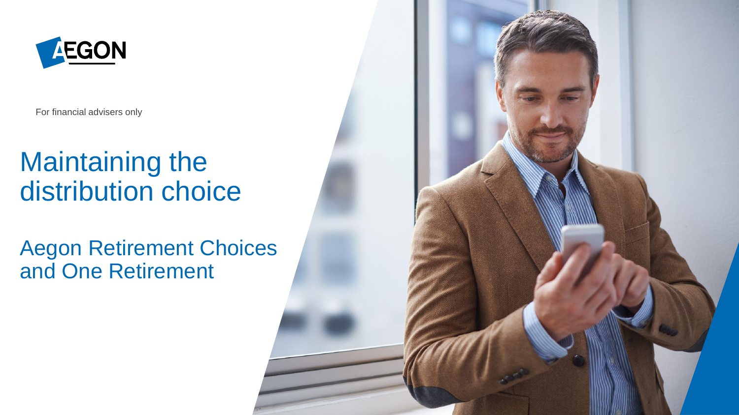AEGON

For financial advisers only

# Maintaining the distribution choice

## Aegon Retirement Choices and One Retirement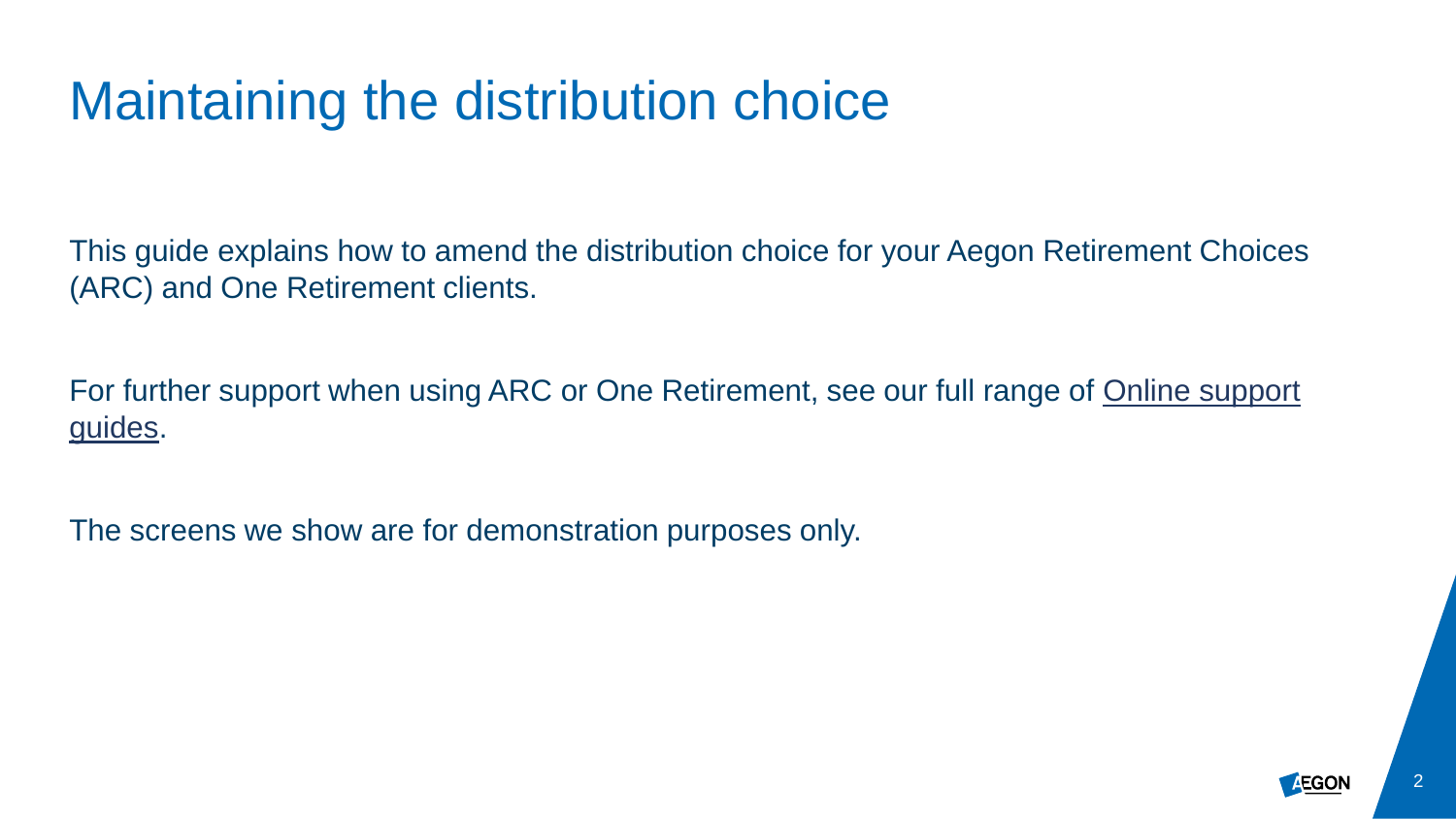# Maintaining the distribution choice

This guide explains how to amend the distribution choice for your Aegon Retirement Choices (ARC) and One Retirement clients.

For further support when using ARC or One Retirement, see our full range of Online support guides.

The screens we show are for demonstration purposes only.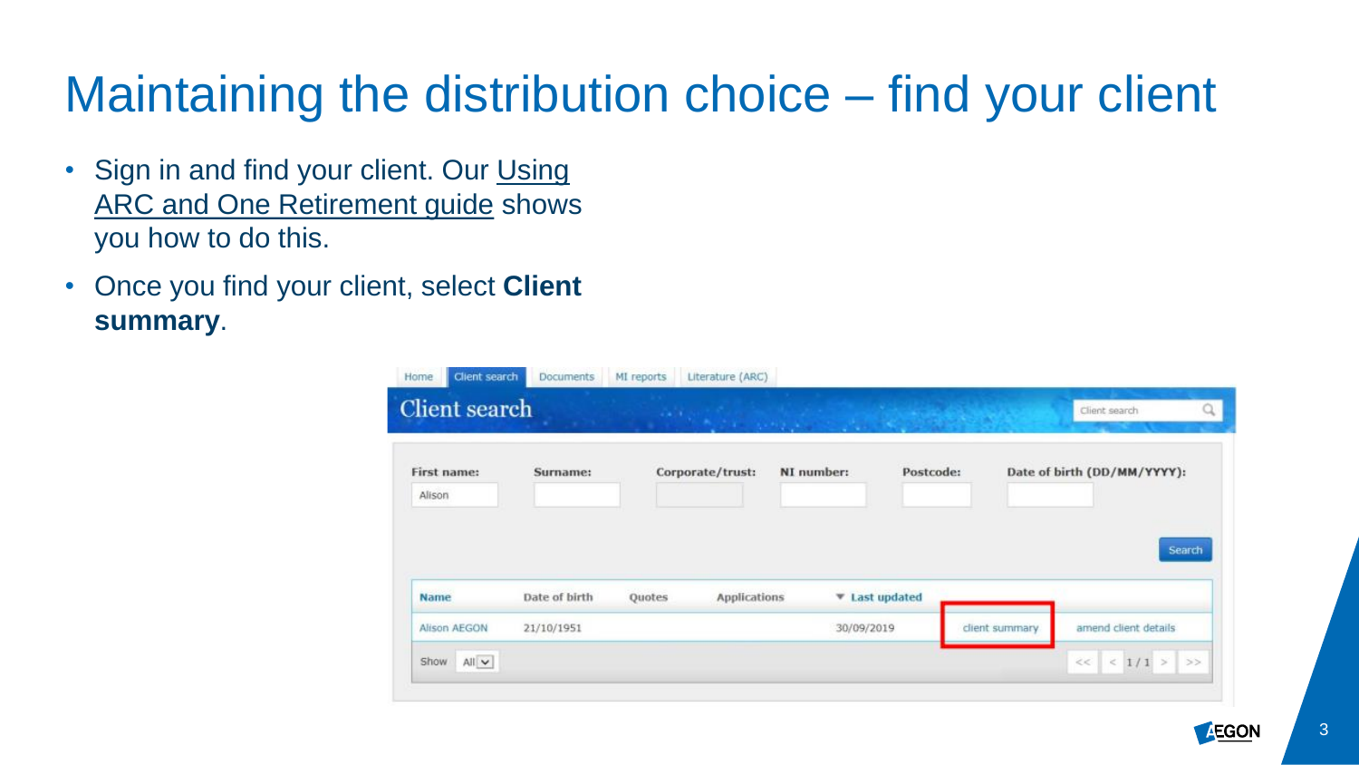# Maintaining the distribution choice – find your client

- Sign in and find your client. Our Using ARC and One Retirement guide shows you how to do this.
- Once you find your client, select **Client summary**.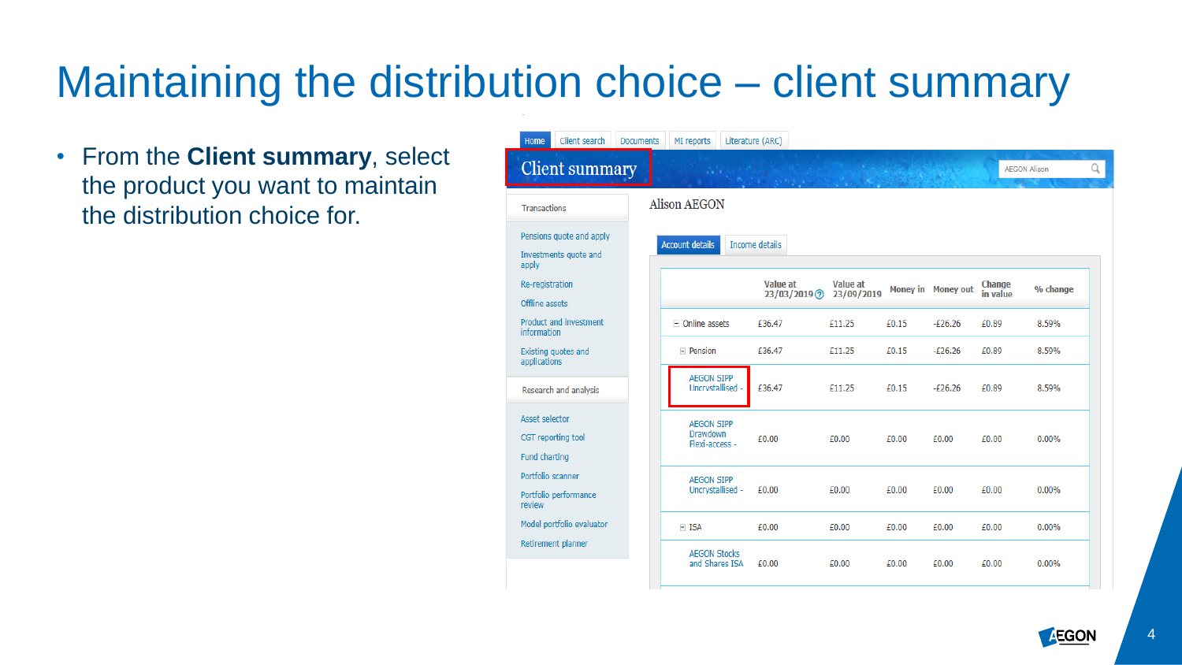# Maintaining the distribution choice – client summary

- From the **Client summary**, select the product you want to maintain the distribution choice for.

Home | Client search | Documents | MI reports | Literature (ARC)

**Client summary**

AEGON Alison

Transactions

- Pensions quote and apply
- Investments quote and apply
- Re-registration
- Offline assets
- Product and investment information
- Existing quotes and applications

Research and analysis

- Asset selector
- CGT reporting tool
- Fund charting
- Portfolio scanner
- Portfolio performance review
- Model portfolio evaluator
- Retirement planner

Alison AEGON

Account details | Income details

| | Value at 23/03/2019 | Value at 23/09/2019 | Money in | Money out | Change in value | % change |
|---|---|---|---|---|---|---|
| ⊟ Online assets | £36.47 | £11.25 | £0.15 | -£26.26 | £0.89 | 8.59% |
| ⊟ Pension | £36.47 | £11.25 | £0.15 | -£26.26 | £0.89 | 8.59% |
| AEGON SIPP Uncrystallised - | £36.47 | £11.25 | £0.15 | -£26.26 | £0.89 | 8.59% |
| AEGON SIPP Drawdown Flexi-access - | £0.00 | £0.00 | £0.00 | £0.00 | £0.00 | 0.00% |
| AEGON SIPP Uncrystallised - | £0.00 | £0.00 | £0.00 | £0.00 | £0.00 | 0.00% |
| ⊟ ISA | £0.00 | £0.00 | £0.00 | £0.00 | £0.00 | 0.00% |
| AEGON Stocks and Shares ISA | £0.00 | £0.00 | £0.00 | £0.00 | £0.00 | 0.00% |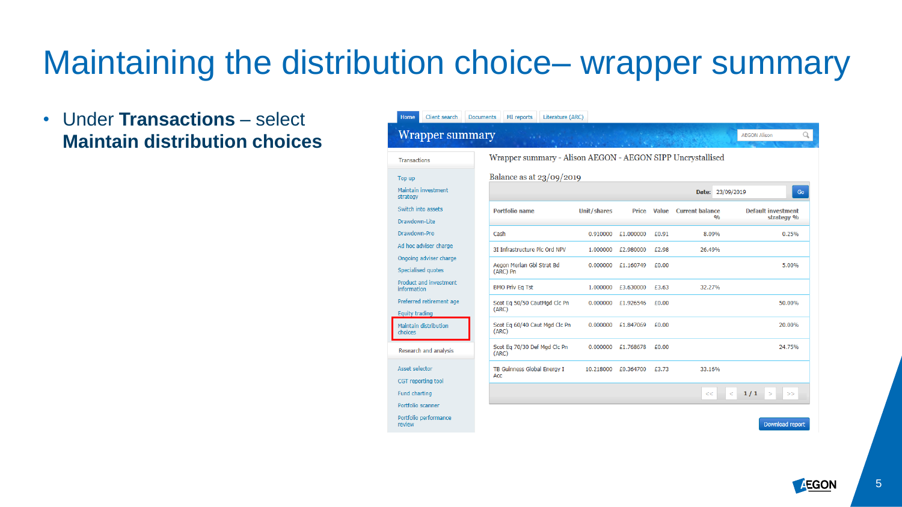# Maintaining the distribution choice– wrapper summary

- Under **Transactions** – select **Maintain distribution choices**

Home | Client search | Documents | MI reports | Literature (ARC)

## Wrapper summary

AEGON Alison

Transactions

- Top up
- Maintain investment strategy
- Switch into assets
- Drawdown-Lite
- Drawdown-Pro
- Ad hoc adviser charge
- Ongoing adviser charge
- Specialised quotes
- Product and investment information
- Preferred retirement age
- Equity trading
- Maintain distribution choices

Research and analysis

- Asset selector
- CGT reporting tool
- Fund charting
- Portfolio scanner
- Portfolio performance review

Wrapper summary - Alison AEGON - AEGON SIPP Uncrystallised

Balance as at 23/09/2019

Date: 23/09/2019 Go

| Portfolio name | Unit/shares | Price | Value | Current balance % | Default investment strategy % |
|---|---|---|---|---|---|
| Cash | 0.910000 | £1.000000 | £0.91 | 8.09% | 0.25% |
| 3I Infrastructure Plc Ord NPV | 1.000000 | £2.980000 | £2.98 | 26.49% | |
| Aegon Merian Gbl Strat Bd (ARC) Pn | 0.000000 | £1.160749 | £0.00 | | 5.00% |
| BMO Priv Eq Tst | 1.000000 | £3.630000 | £3.63 | 32.27% | |
| Scot Eq 50/50 CautMgd Clc Pn (ARC) | 0.000000 | £1.926546 | £0.00 | | 50.00% |
| Scot Eq 60/40 Caut Mgd Clc Pn (ARC) | 0.000000 | £1.847069 | £0.00 | | 20.00% |
| Scot Eq 70/30 Def Mgd Clc Pn (ARC) | 0.000000 | £1.768678 | £0.00 | | 24.75% |
| TB Guinness Global Energy I Acc | 10.218000 | £0.364700 | £3.73 | 33.16% | |

<< < 1 / 1 > >>

Download report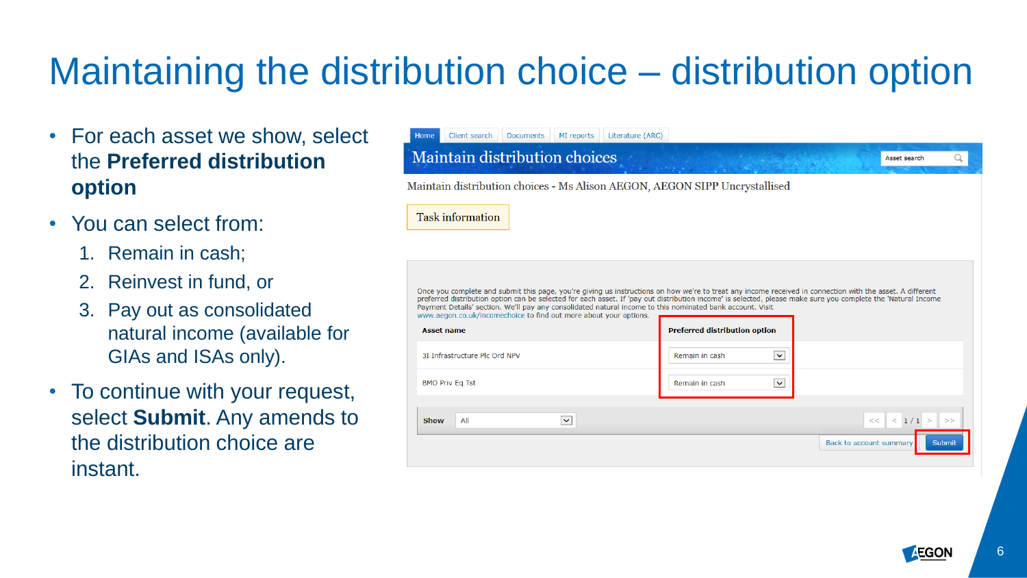# Maintaining the distribution choice – distribution option

- For each asset we show, select the **Preferred distribution option**
- You can select from:
  1. Remain in cash;
  2. Reinvest in fund, or
  3. Pay out as consolidated natural income (available for GIAs and ISAs only).
- To continue with your request, select **Submit**. Any amends to the distribution choice are instant.

Home | Client search | Documents | MI reports | Literature (ARC)

## Maintain distribution choices

Asset search

Maintain distribution choices - Ms Alison AEGON, AEGON SIPP Uncrystallised

Task information

Once you complete and submit this page, you're giving us instructions on how we're to treat any income received in connection with the asset. A different preferred distribution option can be selected for each asset. If 'pay out distribution income' is selected, please make sure you complete the 'Natural Income Payment Details' section. We'll pay any consolidated natural income to this nominated bank account. Visit www.aegon.co.uk/incomechoice to find out more about your options.

| Asset name | Preferred distribution option |
| --- | --- |
| 3I Infrastructure Plc Ord NPV | Remain in cash |
| BMO Priv Eq Tst | Remain in cash |

Show: All

<< < 1 / 1 > >>

Back to account summary | Submit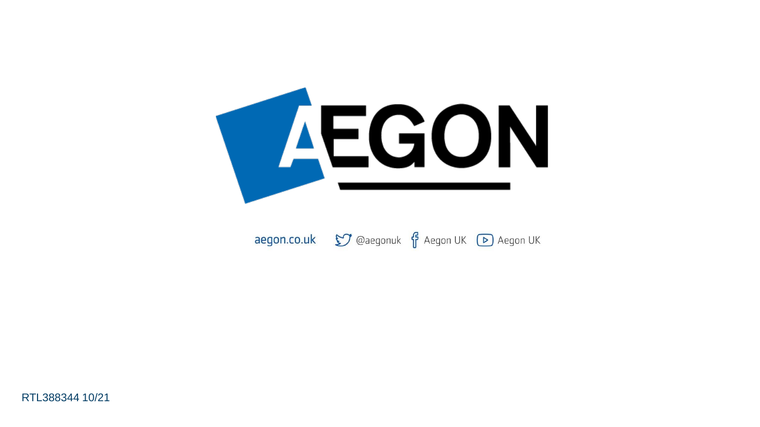AEGON

aegon.co.uk @aegonuk Aegon UK Aegon UK

RTL388344 10/21